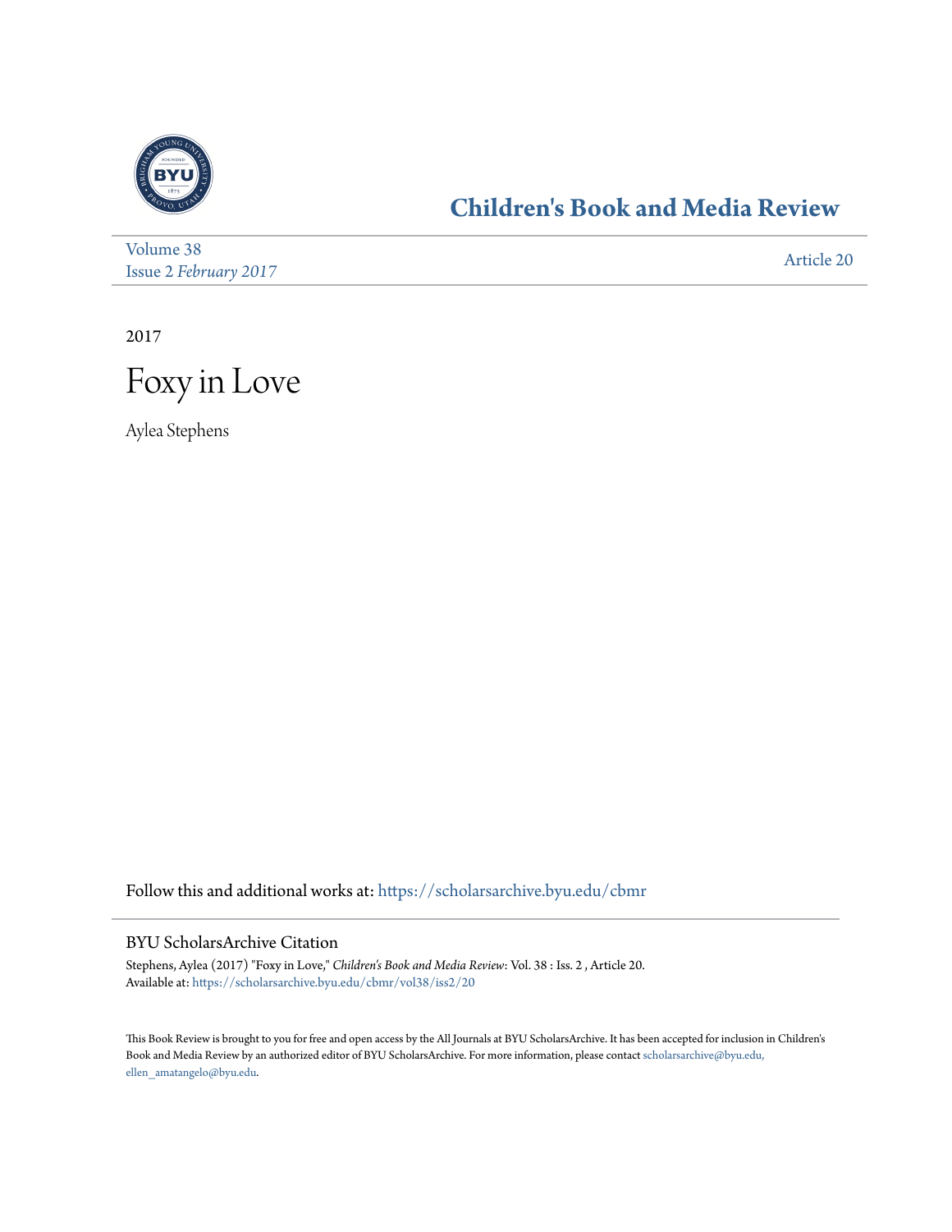# Children's Book and Media Review

Volume 38
Issue 2 *February 2017*

Article 20

2017

# Foxy in Love

Aylea Stephens

Follow this and additional works at: https://scholarsarchive.byu.edu/cbmr

## BYU ScholarsArchive Citation

Stephens, Aylea (2017) "Foxy in Love," *Children's Book and Media Review*: Vol. 38 : Iss. 2 , Article 20.
Available at: https://scholarsarchive.byu.edu/cbmr/vol38/iss2/20

This Book Review is brought to you for free and open access by the All Journals at BYU ScholarsArchive. It has been accepted for inclusion in Children's Book and Media Review by an authorized editor of BYU ScholarsArchive. For more information, please contact scholarsarchive@byu.edu, ellen_amatangelo@byu.edu.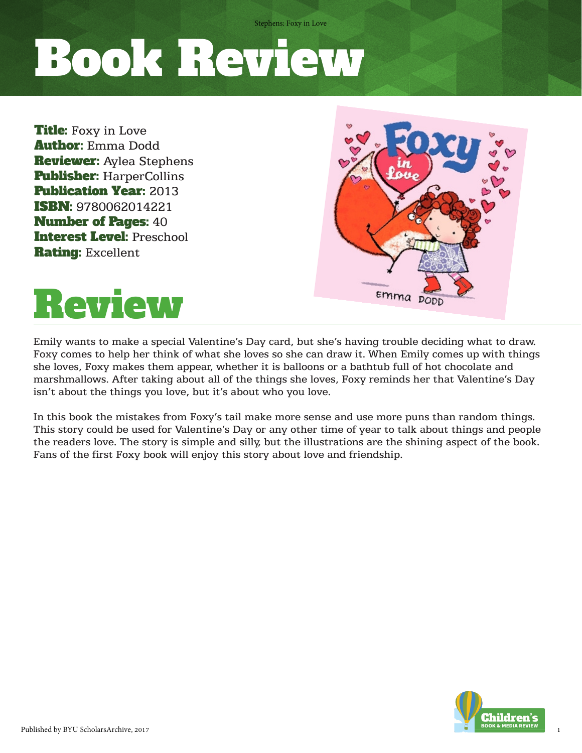# Book Review

**Title**: Foxy in Love
**Author**: Emma Dodd
**Reviewer**: Aylea Stephens
**Publisher**: HarperCollins
**Publication Year**: 2013
**ISBN**: 9780062014221
**Number of Pages**: 40
**Interest Level**: Preschool
**Rating**: Excellent

# Review

Emily wants to make a special Valentine's Day card, but she's having trouble deciding what to draw. Foxy comes to help her think of what she loves so she can draw it. When Emily comes up with things she loves, Foxy makes them appear, whether it is balloons or a bathtub full of hot chocolate and marshmallows. After taking about all of the things she loves, Foxy reminds her that Valentine's Day isn't about the things you love, but it's about who you love.

In this book the mistakes from Foxy's tail make more sense and use more puns than random things. This story could be used for Valentine's Day or any other time of year to talk about things and people the readers love. The story is simple and silly, but the illustrations are the shining aspect of the book. Fans of the first Foxy book will enjoy this story about love and friendship.